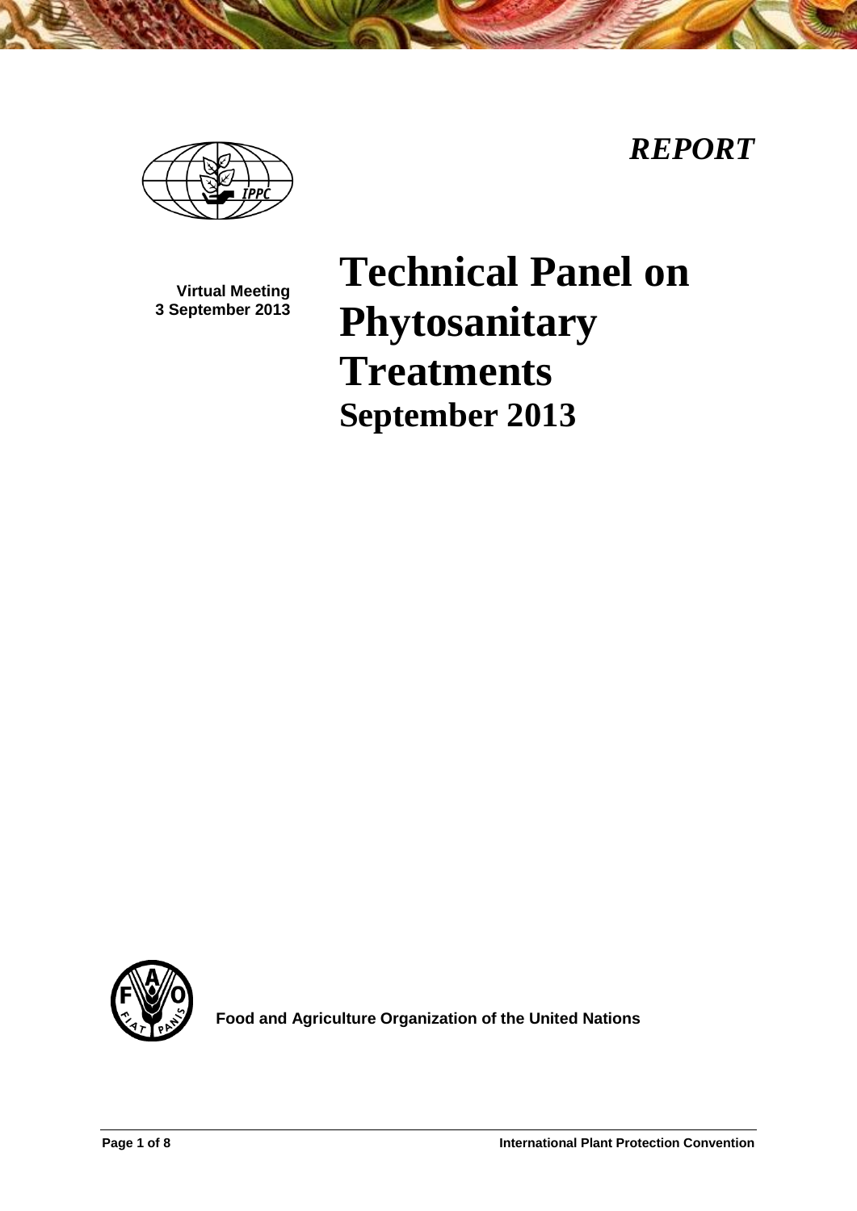*REPORT*

**Virtual Meeting**
**3 September 2013**

# Technical Panel on Phytosanitary Treatments

## September 2013

**Food and Agriculture Organization of the United Nations**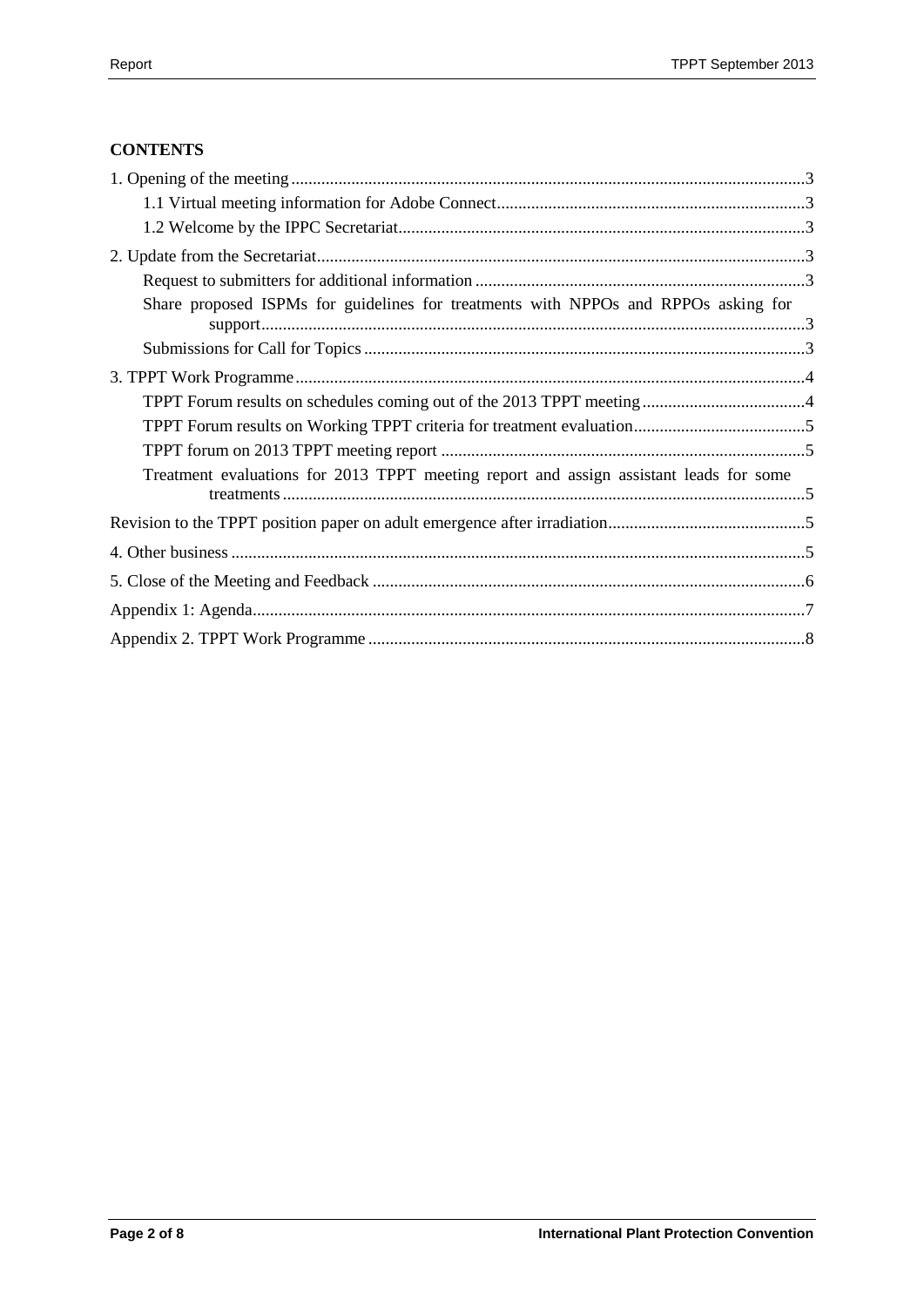**CONTENTS**

1. Opening of the meeting ....................................................................................................................... 3
    - 1.1 Virtual meeting information for Adobe Connect ........................................................................ 3
    - 1.2 Welcome by the IPPC Secretariat ............................................................................................... 3
2. Update from the Secretariat ................................................................................................................. 3
    - Request to submitters for additional information ............................................................................ 3
    - Share proposed ISPMs for guidelines for treatments with NPPOs and RPPOs asking for support ...................................................................................................................................... 3
    - Submissions for Call for Topics ...................................................................................................... 3
3. TPPT Work Programme ...................................................................................................................... 4
    - TPPT Forum results on schedules coming out of the 2013 TPPT meeting ...................................... 4
    - TPPT Forum results on Working TPPT criteria for treatment evaluation ........................................ 5
    - TPPT forum on 2013 TPPT meeting report .................................................................................... 5
    - Treatment evaluations for 2013 TPPT meeting report and assign assistant leads for some treatments ........................................................................................................................................ 5

Revision to the TPPT position paper on adult emergence after irradiation .............................................. 5

4. Other business ..................................................................................................................................... 5
5. Close of the Meeting and Feedback .................................................................................................... 6

Appendix 1: Agenda ................................................................................................................................. 7

Appendix 2. TPPT Work Programme ...................................................................................................... 8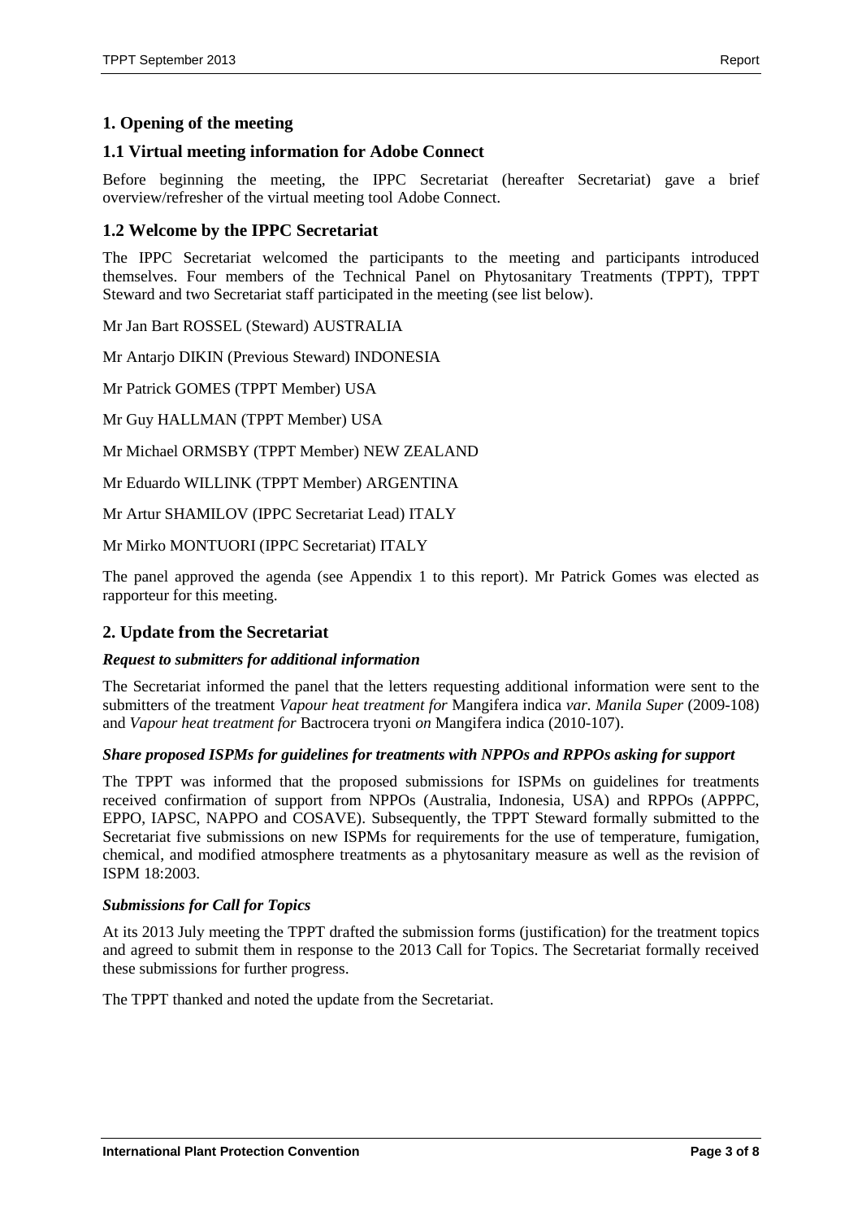# 1. Opening of the meeting

## 1.1 Virtual meeting information for Adobe Connect

Before beginning the meeting, the IPPC Secretariat (hereafter Secretariat) gave a brief overview/refresher of the virtual meeting tool Adobe Connect.

## 1.2 Welcome by the IPPC Secretariat

The IPPC Secretariat welcomed the participants to the meeting and participants introduced themselves. Four members of the Technical Panel on Phytosanitary Treatments (TPPT), TPPT Steward and two Secretariat staff participated in the meeting (see list below).

Mr Jan Bart ROSSEL (Steward) AUSTRALIA

Mr Antarjo DIKIN (Previous Steward) INDONESIA

Mr Patrick GOMES (TPPT Member) USA

Mr Guy HALLMAN (TPPT Member) USA

Mr Michael ORMSBY (TPPT Member) NEW ZEALAND

Mr Eduardo WILLINK (TPPT Member) ARGENTINA

Mr Artur SHAMILOV (IPPC Secretariat Lead) ITALY

Mr Mirko MONTUORI (IPPC Secretariat) ITALY

The panel approved the agenda (see Appendix 1 to this report). Mr Patrick Gomes was elected as rapporteur for this meeting.

# 2. Update from the Secretariat

***Request to submitters for additional information***

The Secretariat informed the panel that the letters requesting additional information were sent to the submitters of the treatment *Vapour heat treatment for* Mangifera indica *var. Manila Super* (2009-108) and *Vapour heat treatment for* Bactrocera tryoni *on* Mangifera indica (2010-107).

***Share proposed ISPMs for guidelines for treatments with NPPOs and RPPOs asking for support***

The TPPT was informed that the proposed submissions for ISPMs on guidelines for treatments received confirmation of support from NPPOs (Australia, Indonesia, USA) and RPPOs (APPPC, EPPO, IAPSC, NAPPO and COSAVE). Subsequently, the TPPT Steward formally submitted to the Secretariat five submissions on new ISPMs for requirements for the use of temperature, fumigation, chemical, and modified atmosphere treatments as a phytosanitary measure as well as the revision of ISPM 18:2003.

***Submissions for Call for Topics***

At its 2013 July meeting the TPPT drafted the submission forms (justification) for the treatment topics and agreed to submit them in response to the 2013 Call for Topics. The Secretariat formally received these submissions for further progress.

The TPPT thanked and noted the update from the Secretariat.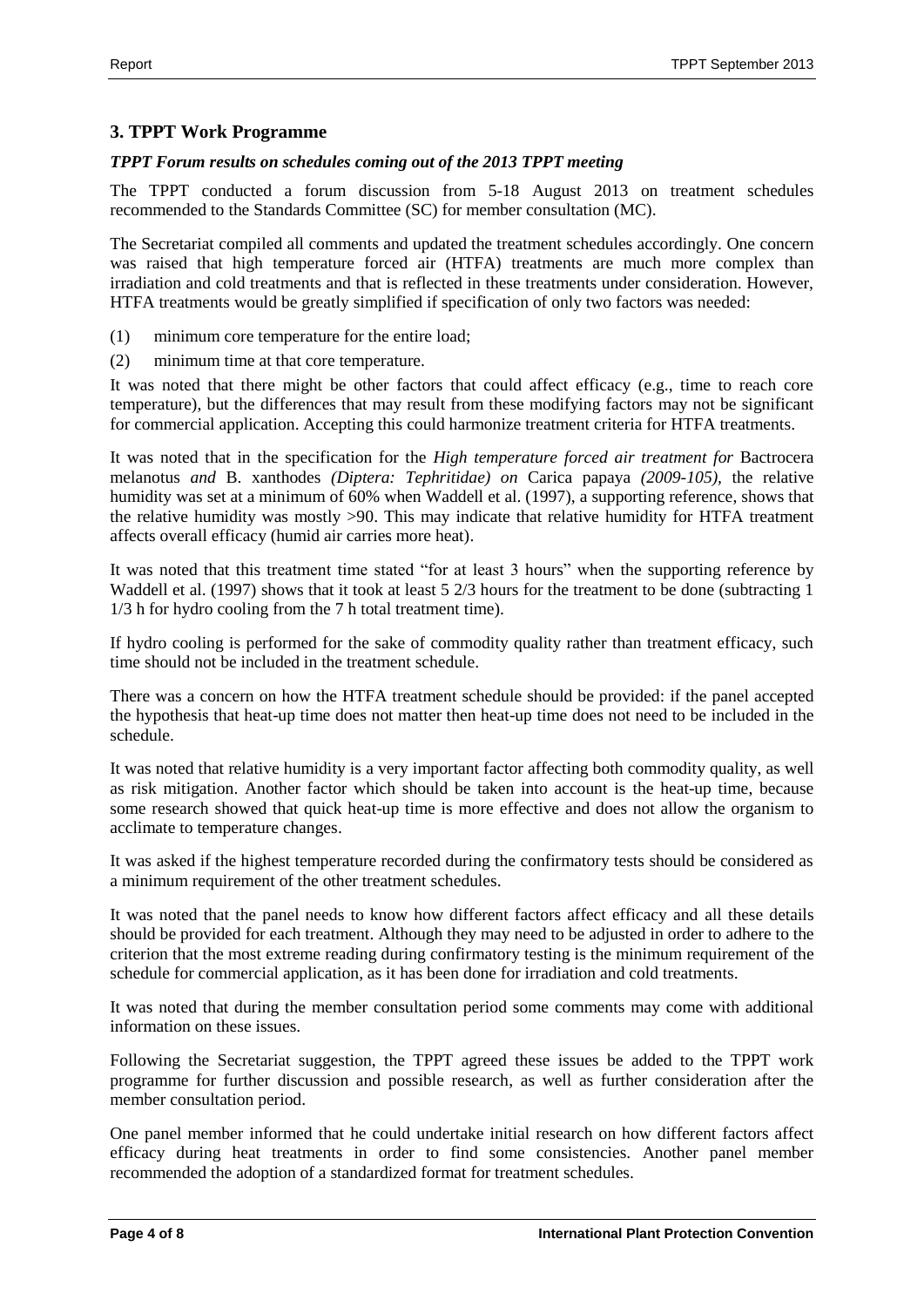## 3. TPPT Work Programme

### *TPPT Forum results on schedules coming out of the 2013 TPPT meeting*

The TPPT conducted a forum discussion from 5-18 August 2013 on treatment schedules recommended to the Standards Committee (SC) for member consultation (MC).

The Secretariat compiled all comments and updated the treatment schedules accordingly. One concern was raised that high temperature forced air (HTFA) treatments are much more complex than irradiation and cold treatments and that is reflected in these treatments under consideration. However, HTFA treatments would be greatly simplified if specification of only two factors was needed:

(1) minimum core temperature for the entire load;

(2) minimum time at that core temperature.

It was noted that there might be other factors that could affect efficacy (e.g., time to reach core temperature), but the differences that may result from these modifying factors may not be significant for commercial application. Accepting this could harmonize treatment criteria for HTFA treatments.

It was noted that in the specification for the *High temperature forced air treatment for* Bactrocera melanotus *and* B. xanthodes *(Diptera: Tephritidae) on* Carica papaya *(2009-105)*, the relative humidity was set at a minimum of 60% when Waddell et al. (1997), a supporting reference, shows that the relative humidity was mostly >90. This may indicate that relative humidity for HTFA treatment affects overall efficacy (humid air carries more heat).

It was noted that this treatment time stated "for at least 3 hours" when the supporting reference by Waddell et al. (1997) shows that it took at least 5 2/3 hours for the treatment to be done (subtracting 1 1/3 h for hydro cooling from the 7 h total treatment time).

If hydro cooling is performed for the sake of commodity quality rather than treatment efficacy, such time should not be included in the treatment schedule.

There was a concern on how the HTFA treatment schedule should be provided: if the panel accepted the hypothesis that heat-up time does not matter then heat-up time does not need to be included in the schedule.

It was noted that relative humidity is a very important factor affecting both commodity quality, as well as risk mitigation. Another factor which should be taken into account is the heat-up time, because some research showed that quick heat-up time is more effective and does not allow the organism to acclimate to temperature changes.

It was asked if the highest temperature recorded during the confirmatory tests should be considered as a minimum requirement of the other treatment schedules.

It was noted that the panel needs to know how different factors affect efficacy and all these details should be provided for each treatment. Although they may need to be adjusted in order to adhere to the criterion that the most extreme reading during confirmatory testing is the minimum requirement of the schedule for commercial application, as it has been done for irradiation and cold treatments.

It was noted that during the member consultation period some comments may come with additional information on these issues.

Following the Secretariat suggestion, the TPPT agreed these issues be added to the TPPT work programme for further discussion and possible research, as well as further consideration after the member consultation period.

One panel member informed that he could undertake initial research on how different factors affect efficacy during heat treatments in order to find some consistencies. Another panel member recommended the adoption of a standardized format for treatment schedules.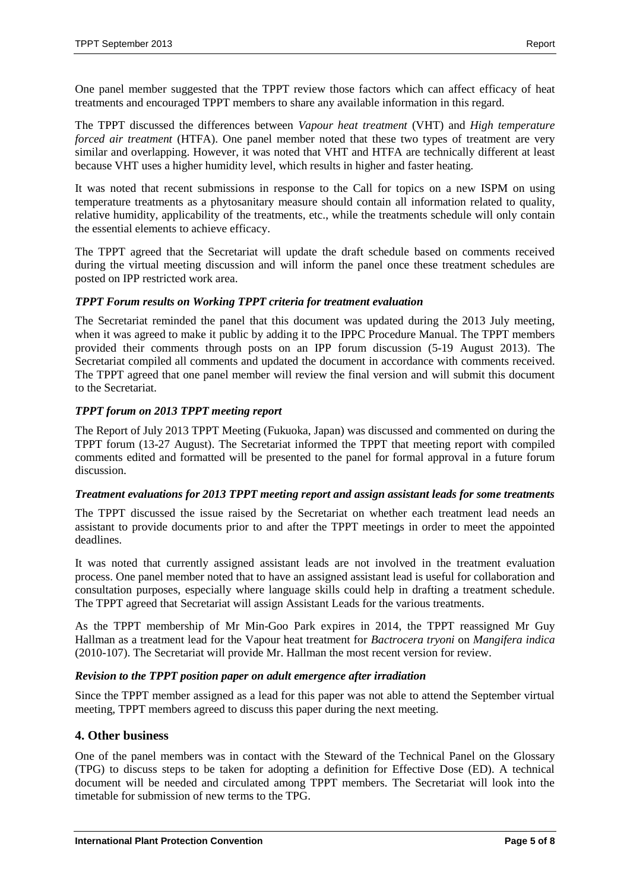One panel member suggested that the TPPT review those factors which can affect efficacy of heat treatments and encouraged TPPT members to share any available information in this regard.

The TPPT discussed the differences between *Vapour heat treatment* (VHT) and *High temperature forced air treatment* (HTFA). One panel member noted that these two types of treatment are very similar and overlapping. However, it was noted that VHT and HTFA are technically different at least because VHT uses a higher humidity level, which results in higher and faster heating.

It was noted that recent submissions in response to the Call for topics on a new ISPM on using temperature treatments as a phytosanitary measure should contain all information related to quality, relative humidity, applicability of the treatments, etc., while the treatments schedule will only contain the essential elements to achieve efficacy.

The TPPT agreed that the Secretariat will update the draft schedule based on comments received during the virtual meeting discussion and will inform the panel once these treatment schedules are posted on IPP restricted work area.

#### *TPPT Forum results on Working TPPT criteria for treatment evaluation*

The Secretariat reminded the panel that this document was updated during the 2013 July meeting, when it was agreed to make it public by adding it to the IPPC Procedure Manual. The TPPT members provided their comments through posts on an IPP forum discussion (5-19 August 2013). The Secretariat compiled all comments and updated the document in accordance with comments received. The TPPT agreed that one panel member will review the final version and will submit this document to the Secretariat.

#### *TPPT forum on 2013 TPPT meeting report*

The Report of July 2013 TPPT Meeting (Fukuoka, Japan) was discussed and commented on during the TPPT forum (13-27 August). The Secretariat informed the TPPT that meeting report with compiled comments edited and formatted will be presented to the panel for formal approval in a future forum discussion.

#### *Treatment evaluations for 2013 TPPT meeting report and assign assistant leads for some treatments*

The TPPT discussed the issue raised by the Secretariat on whether each treatment lead needs an assistant to provide documents prior to and after the TPPT meetings in order to meet the appointed deadlines.

It was noted that currently assigned assistant leads are not involved in the treatment evaluation process. One panel member noted that to have an assigned assistant lead is useful for collaboration and consultation purposes, especially where language skills could help in drafting a treatment schedule. The TPPT agreed that Secretariat will assign Assistant Leads for the various treatments.

As the TPPT membership of Mr Min-Goo Park expires in 2014, the TPPT reassigned Mr Guy Hallman as a treatment lead for the Vapour heat treatment for *Bactrocera tryoni* on *Mangifera indica* (2010-107). The Secretariat will provide Mr. Hallman the most recent version for review.

#### *Revision to the TPPT position paper on adult emergence after irradiation*

Since the TPPT member assigned as a lead for this paper was not able to attend the September virtual meeting, TPPT members agreed to discuss this paper during the next meeting.

## 4. Other business

One of the panel members was in contact with the Steward of the Technical Panel on the Glossary (TPG) to discuss steps to be taken for adopting a definition for Effective Dose (ED). A technical document will be needed and circulated among TPPT members. The Secretariat will look into the timetable for submission of new terms to the TPG.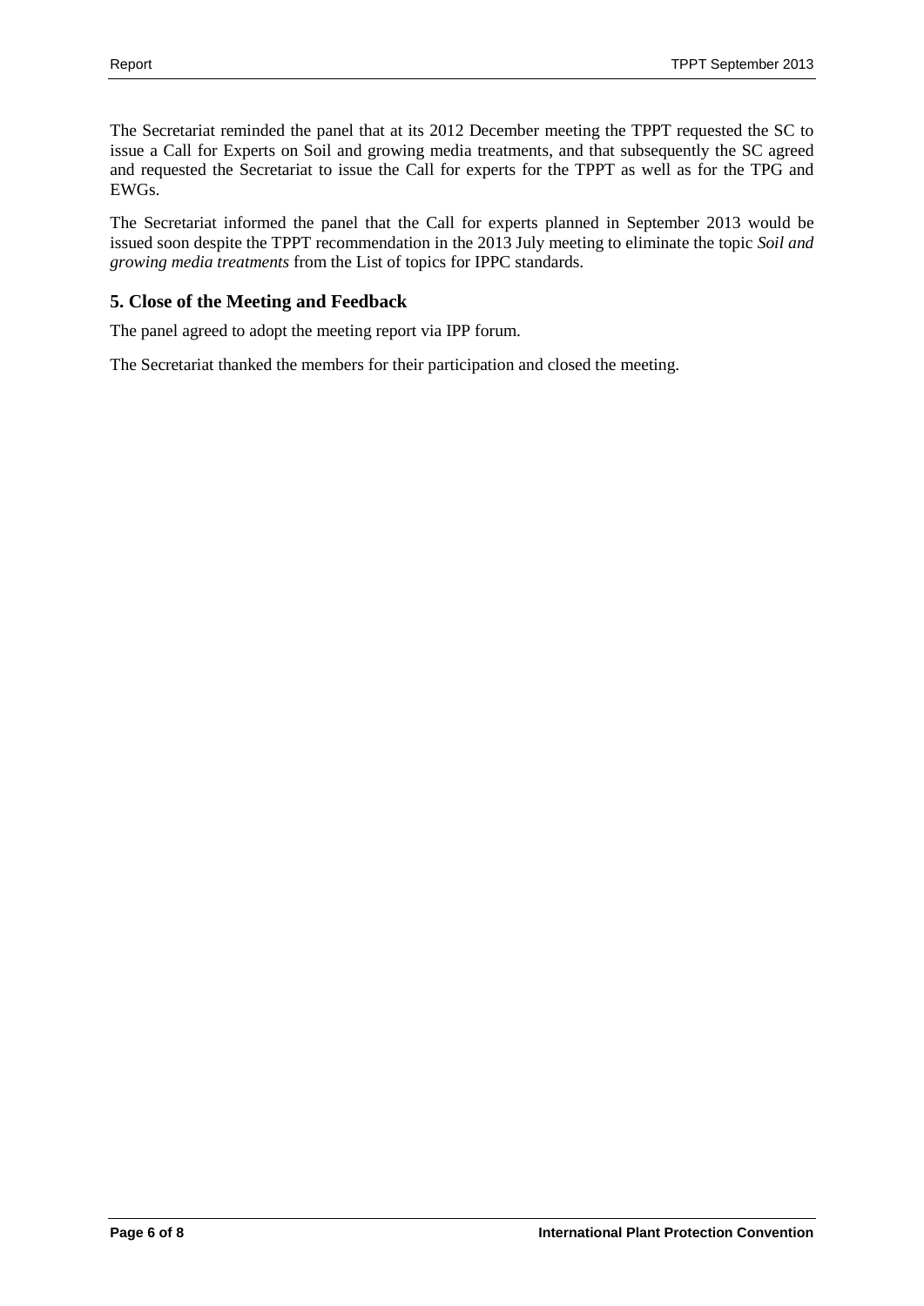The Secretariat reminded the panel that at its 2012 December meeting the TPPT requested the SC to issue a Call for Experts on Soil and growing media treatments, and that subsequently the SC agreed and requested the Secretariat to issue the Call for experts for the TPPT as well as for the TPG and EWGs.

The Secretariat informed the panel that the Call for experts planned in September 2013 would be issued soon despite the TPPT recommendation in the 2013 July meeting to eliminate the topic *Soil and growing media treatments* from the List of topics for IPPC standards.

## 5. Close of the Meeting and Feedback

The panel agreed to adopt the meeting report via IPP forum.

The Secretariat thanked the members for their participation and closed the meeting.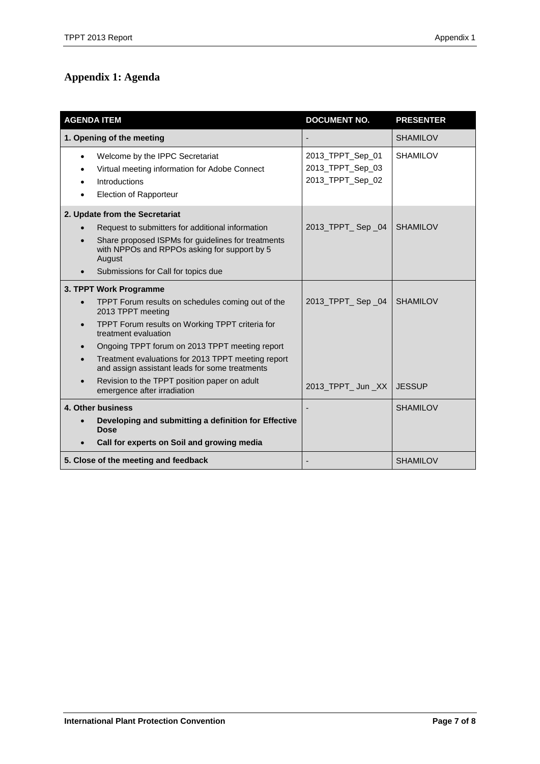# Appendix 1: Agenda

| AGENDA ITEM | DOCUMENT NO. | PRESENTER |
|---|---|---|
| **1. Opening of the meeting** | - | SHAMILOV |
| • Welcome by the IPPC Secretariat<br>• Virtual meeting information for Adobe Connect<br>• Introductions<br>• Election of Rapporteur | 2013_TPPT_Sep_01<br>2013_TPPT_Sep_03<br>2013_TPPT_Sep_02 | SHAMILOV |
| **2. Update from the Secretariat**<br>• Request to submitters for additional information<br>• Share proposed ISPMs for guidelines for treatments with NPPOs and RPPOs asking for support by 5 August<br>• Submissions for Call for topics due | 2013_TPPT_ Sep _04 | SHAMILOV |
| **3. TPPT Work Programme**<br>• TPPT Forum results on schedules coming out of the 2013 TPPT meeting<br>• TPPT Forum results on Working TPPT criteria for treatment evaluation<br>• Ongoing TPPT forum on 2013 TPPT meeting report<br>• Treatment evaluations for 2013 TPPT meeting report and assign assistant leads for some treatments | 2013_TPPT_ Sep _04 | SHAMILOV |
| • Revision to the TPPT position paper on adult emergence after irradiation | 2013_TPPT_ Jun _XX | JESSUP |
| **4. Other business**<br>• **Developing and submitting a definition for Effective Dose**<br>• **Call for experts on Soil and growing media** | - | SHAMILOV |
| **5. Close of the meeting and feedback** | - | SHAMILOV |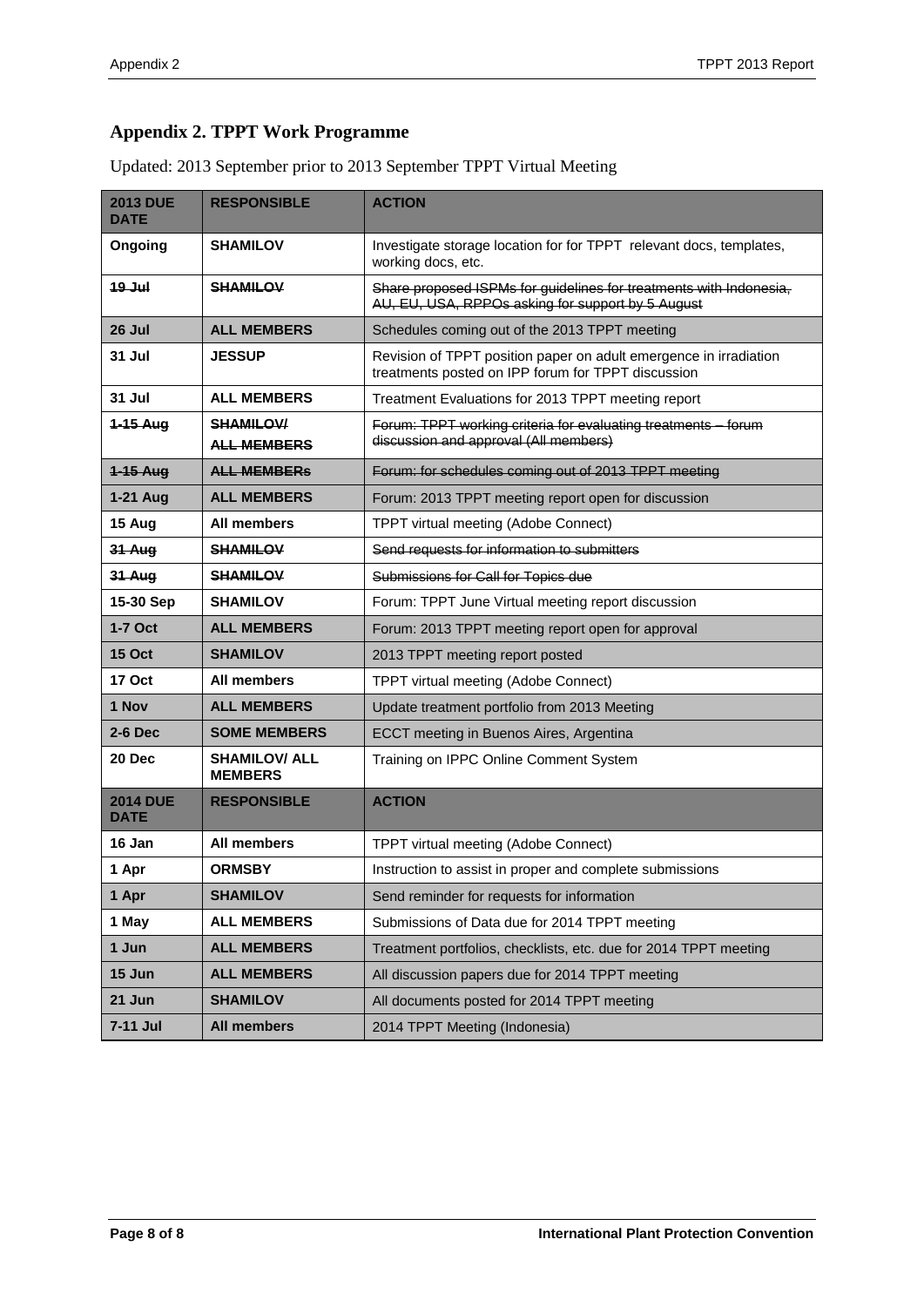## Appendix 2. TPPT Work Programme

Updated: 2013 September prior to 2013 September TPPT Virtual Meeting

| 2013 DUE DATE | RESPONSIBLE | ACTION |
|---|---|---|
| **Ongoing** | **SHAMILOV** | Investigate storage location for for TPPT relevant docs, templates, working docs, etc. |
| ~~**19 Jul**~~ | ~~**SHAMILOV**~~ | ~~Share proposed ISPMs for guidelines for treatments with Indonesia, AU, EU, USA, RPPOs asking for support by 5 August~~ |
| **26 Jul** | **ALL MEMBERS** | Schedules coming out of the 2013 TPPT meeting |
| **31 Jul** | **JESSUP** | Revision of TPPT position paper on adult emergence in irradiation treatments posted on IPP forum for TPPT discussion |
| **31 Jul** | **ALL MEMBERS** | Treatment Evaluations for 2013 TPPT meeting report |
| ~~**1-15 Aug**~~ | ~~**SHAMILOV/ ALL MEMBERS**~~ | ~~Forum: TPPT working criteria for evaluating treatments – forum discussion and approval (All members)~~ |
| ~~**1-15 Aug**~~ | ~~**ALL MEMBERs**~~ | ~~Forum: for schedules coming out of 2013 TPPT meeting~~ |
| **1-21 Aug** | **ALL MEMBERS** | Forum: 2013 TPPT meeting report open for discussion |
| **15 Aug** | **All members** | TPPT virtual meeting (Adobe Connect) |
| ~~**31 Aug**~~ | ~~**SHAMILOV**~~ | ~~Send requests for information to submitters~~ |
| ~~**31 Aug**~~ | ~~**SHAMILOV**~~ | ~~Submissions for Call for Topics due~~ |
| **15-30 Sep** | **SHAMILOV** | Forum: TPPT June Virtual meeting report discussion |
| **1-7 Oct** | **ALL MEMBERS** | Forum: 2013 TPPT meeting report open for approval |
| **15 Oct** | **SHAMILOV** | 2013 TPPT meeting report posted |
| **17 Oct** | **All members** | TPPT virtual meeting (Adobe Connect) |
| **1 Nov** | **ALL MEMBERS** | Update treatment portfolio from 2013 Meeting |
| **2-6 Dec** | **SOME MEMBERS** | ECCT meeting in Buenos Aires, Argentina |
| **20 Dec** | **SHAMILOV/ ALL MEMBERS** | Training on IPPC Online Comment System |
| **2014 DUE DATE** | **RESPONSIBLE** | **ACTION** |
| **16 Jan** | **All members** | TPPT virtual meeting (Adobe Connect) |
| **1 Apr** | **ORMSBY** | Instruction to assist in proper and complete submissions |
| **1 Apr** | **SHAMILOV** | Send reminder for requests for information |
| **1 May** | **ALL MEMBERS** | Submissions of Data due for 2014 TPPT meeting |
| **1 Jun** | **ALL MEMBERS** | Treatment portfolios, checklists, etc. due for 2014 TPPT meeting |
| **15 Jun** | **ALL MEMBERS** | All discussion papers due for 2014 TPPT meeting |
| **21 Jun** | **SHAMILOV** | All documents posted for 2014 TPPT meeting |
| **7-11 Jul** | **All members** | 2014 TPPT Meeting (Indonesia) |